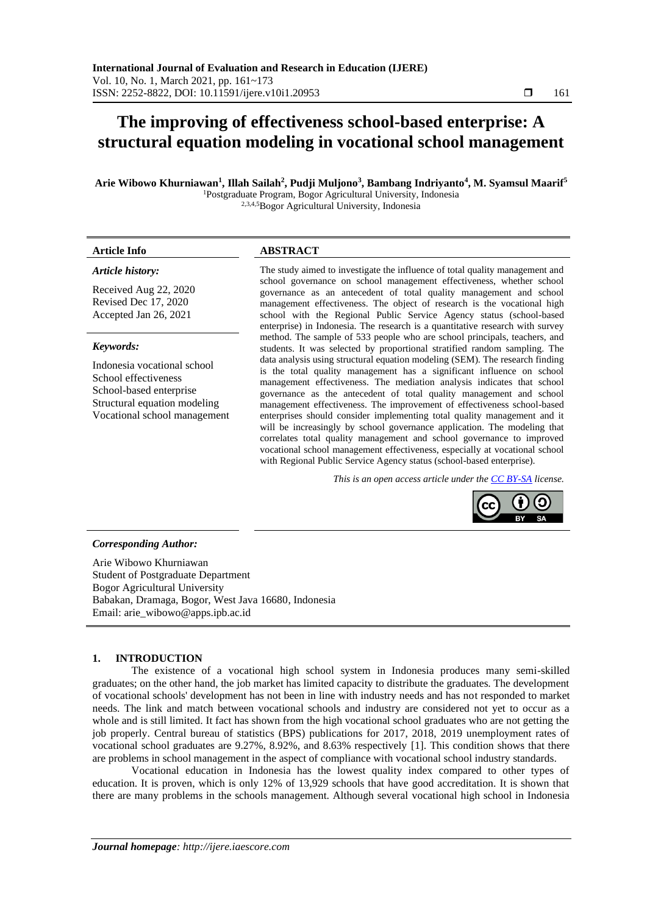# The improving of effectiveness school-based enterprise: A structural equation modeling in vocational school management

**Arie Wibowo Khurniawan[1], Illah Sailah[2], Pudji Muljono[3], Bambang Indriyanto[4], M. Syamsul Maarif[5]**

[1]Postgraduate Program, Bogor Agricultural University, Indonesia
[2,3,4,5]Bogor Agricultural University, Indonesia

**Article Info**

*Article history:*

Received Aug 22, 2020
Revised Dec 17, 2020
Accepted Jan 26, 2021

*Keywords:*

Indonesia vocational school
School effectiveness
School-based enterprise
Structural equation modeling
Vocational school management

**ABSTRACT**

The study aimed to investigate the influence of total quality management and school governance on school management effectiveness, whether school governance as an antecedent of total quality management and school management effectiveness. The object of research is the vocational high school with the Regional Public Service Agency status (school-based enterprise) in Indonesia. The research is a quantitative research with survey method. The sample of 533 people who are school principals, teachers, and students. It was selected by proportional stratified random sampling. The data analysis using structural equation modeling (SEM). The research finding is the total quality management has a significant influence on school management effectiveness. The mediation analysis indicates that school governance as the antecedent of total quality management and school management effectiveness. The improvement of effectiveness school-based enterprises should consider implementing total quality management and it will be increasingly by school governance application. The modeling that correlates total quality management and school governance to improved vocational school management effectiveness, especially at vocational school with Regional Public Service Agency status (school-based enterprise).

*This is an open access article under the CC BY-SA license.*

***Corresponding Author:***

Arie Wibowo Khurniawan
Student of Postgraduate Department
Bogor Agricultural University
Babakan, Dramaga, Bogor, West Java 16680, Indonesia
Email: arie_wibowo@apps.ipb.ac.id

## 1. INTRODUCTION

The existence of a vocational high school system in Indonesia produces many semi-skilled graduates; on the other hand, the job market has limited capacity to distribute the graduates. The development of vocational schools' development has not been in line with industry needs and has not responded to market needs. The link and match between vocational schools and industry are considered not yet to occur as a whole and is still limited. It fact has shown from the high vocational school graduates who are not getting the job properly. Central bureau of statistics (BPS) publications for 2017, 2018, 2019 unemployment rates of vocational school graduates are 9.27%, 8.92%, and 8.63% respectively [1]. This condition shows that there are problems in school management in the aspect of compliance with vocational school industry standards.

Vocational education in Indonesia has the lowest quality index compared to other types of education. It is proven, which is only 12% of 13,929 schools that have good accreditation. It is shown that there are many problems in the schools management. Although several vocational high school in Indonesia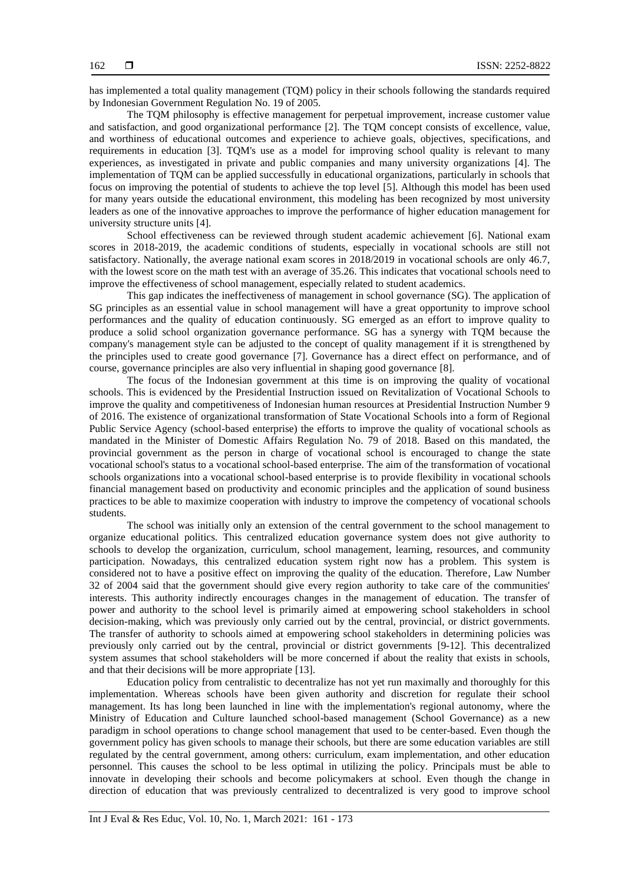has implemented a total quality management (TQM) policy in their schools following the standards required by Indonesian Government Regulation No. 19 of 2005.

The TQM philosophy is effective management for perpetual improvement, increase customer value and satisfaction, and good organizational performance [2]. The TQM concept consists of excellence, value, and worthiness of educational outcomes and experience to achieve goals, objectives, specifications, and requirements in education [3]. TQM's use as a model for improving school quality is relevant to many experiences, as investigated in private and public companies and many university organizations [4]. The implementation of TQM can be applied successfully in educational organizations, particularly in schools that focus on improving the potential of students to achieve the top level [5]. Although this model has been used for many years outside the educational environment, this modeling has been recognized by most university leaders as one of the innovative approaches to improve the performance of higher education management for university structure units [4].

School effectiveness can be reviewed through student academic achievement [6]. National exam scores in 2018-2019, the academic conditions of students, especially in vocational schools are still not satisfactory. Nationally, the average national exam scores in 2018/2019 in vocational schools are only 46.7, with the lowest score on the math test with an average of 35.26. This indicates that vocational schools need to improve the effectiveness of school management, especially related to student academics.

This gap indicates the ineffectiveness of management in school governance (SG). The application of SG principles as an essential value in school management will have a great opportunity to improve school performances and the quality of education continuously. SG emerged as an effort to improve quality to produce a solid school organization governance performance. SG has a synergy with TQM because the company's management style can be adjusted to the concept of quality management if it is strengthened by the principles used to create good governance [7]. Governance has a direct effect on performance, and of course, governance principles are also very influential in shaping good governance [8].

The focus of the Indonesian government at this time is on improving the quality of vocational schools. This is evidenced by the Presidential Instruction issued on Revitalization of Vocational Schools to improve the quality and competitiveness of Indonesian human resources at Presidential Instruction Number 9 of 2016. The existence of organizational transformation of State Vocational Schools into a form of Regional Public Service Agency (school-based enterprise) the efforts to improve the quality of vocational schools as mandated in the Minister of Domestic Affairs Regulation No. 79 of 2018. Based on this mandated, the provincial government as the person in charge of vocational school is encouraged to change the state vocational school's status to a vocational school-based enterprise. The aim of the transformation of vocational schools organizations into a vocational school-based enterprise is to provide flexibility in vocational schools financial management based on productivity and economic principles and the application of sound business practices to be able to maximize cooperation with industry to improve the competency of vocational schools students.

The school was initially only an extension of the central government to the school management to organize educational politics. This centralized education governance system does not give authority to schools to develop the organization, curriculum, school management, learning, resources, and community participation. Nowadays, this centralized education system right now has a problem. This system is considered not to have a positive effect on improving the quality of the education. Therefore, Law Number 32 of 2004 said that the government should give every region authority to take care of the communities' interests. This authority indirectly encourages changes in the management of education. The transfer of power and authority to the school level is primarily aimed at empowering school stakeholders in school decision-making, which was previously only carried out by the central, provincial, or district governments. The transfer of authority to schools aimed at empowering school stakeholders in determining policies was previously only carried out by the central, provincial or district governments [9-12]. This decentralized system assumes that school stakeholders will be more concerned if about the reality that exists in schools, and that their decisions will be more appropriate [13].

Education policy from centralistic to decentralize has not yet run maximally and thoroughly for this implementation. Whereas schools have been given authority and discretion for regulate their school management. Its has long been launched in line with the implementation's regional autonomy, where the Ministry of Education and Culture launched school-based management (School Governance) as a new paradigm in school operations to change school management that used to be center-based. Even though the government policy has given schools to manage their schools, but there are some education variables are still regulated by the central government, among others: curriculum, exam implementation, and other education personnel. This causes the school to be less optimal in utilizing the policy. Principals must be able to innovate in developing their schools and become policymakers at school. Even though the change in direction of education that was previously centralized to decentralized is very good to improve school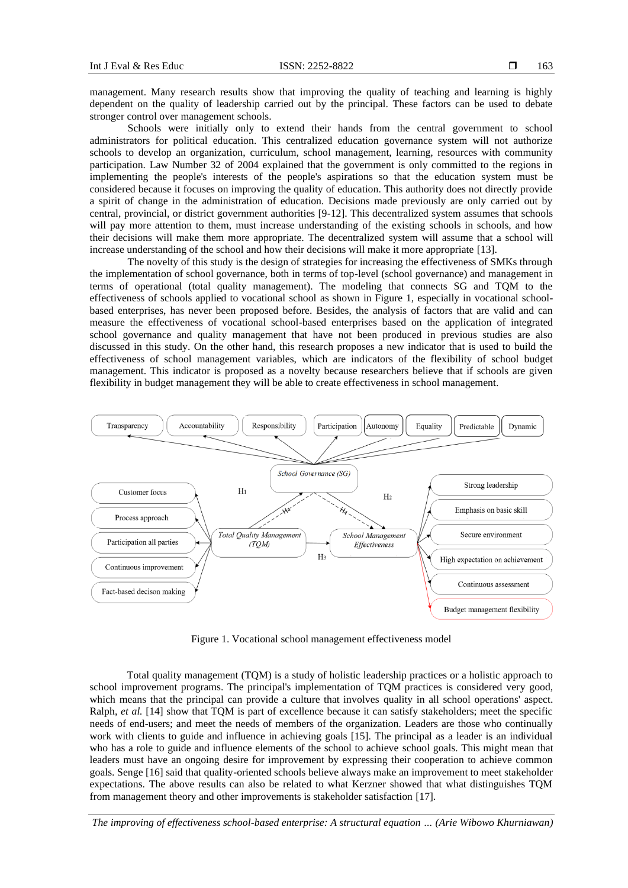management. Many research results show that improving the quality of teaching and learning is highly dependent on the quality of leadership carried out by the principal. These factors can be used to debate stronger control over management schools.

Schools were initially only to extend their hands from the central government to school administrators for political education. This centralized education governance system will not authorize schools to develop an organization, curriculum, school management, learning, resources with community participation. Law Number 32 of 2004 explained that the government is only committed to the regions in implementing the people's interests of the people's aspirations so that the education system must be considered because it focuses on improving the quality of education. This authority does not directly provide a spirit of change in the administration of education. Decisions made previously are only carried out by central, provincial, or district government authorities [9-12]. This decentralized system assumes that schools will pay more attention to them, must increase understanding of the existing schools in schools, and how their decisions will make them more appropriate. The decentralized system will assume that a school will increase understanding of the school and how their decisions will make it more appropriate [13].

The novelty of this study is the design of strategies for increasing the effectiveness of SMKs through the implementation of school governance, both in terms of top-level (school governance) and management in terms of operational (total quality management). The modeling that connects SG and TQM to the effectiveness of schools applied to vocational school as shown in Figure 1, especially in vocational school-based enterprises, has never been proposed before. Besides, the analysis of factors that are valid and can measure the effectiveness of vocational school-based enterprises based on the application of integrated school governance and quality management that have not been produced in previous studies are also discussed in this study. On the other hand, this research proposes a new indicator that is used to build the effectiveness of school management variables, which are indicators of the flexibility of school budget management. This indicator is proposed as a novelty because researchers believe that if schools are given flexibility in budget management they will be able to create effectiveness in school management.

Figure 1. Vocational school management effectiveness model

Total quality management (TQM) is a study of holistic leadership practices or a holistic approach to school improvement programs. The principal's implementation of TQM practices is considered very good, which means that the principal can provide a culture that involves quality in all school operations' aspect. Ralph, *et al.* [14] show that TQM is part of excellence because it can satisfy stakeholders; meet the specific needs of end-users; and meet the needs of members of the organization. Leaders are those who continually work with clients to guide and influence in achieving goals [15]. The principal as a leader is an individual who has a role to guide and influence elements of the school to achieve school goals. This might mean that leaders must have an ongoing desire for improvement by expressing their cooperation to achieve common goals. Senge [16] said that quality-oriented schools believe always make an improvement to meet stakeholder expectations. The above results can also be related to what Kerzner showed that what distinguishes TQM from management theory and other improvements is stakeholder satisfaction [17].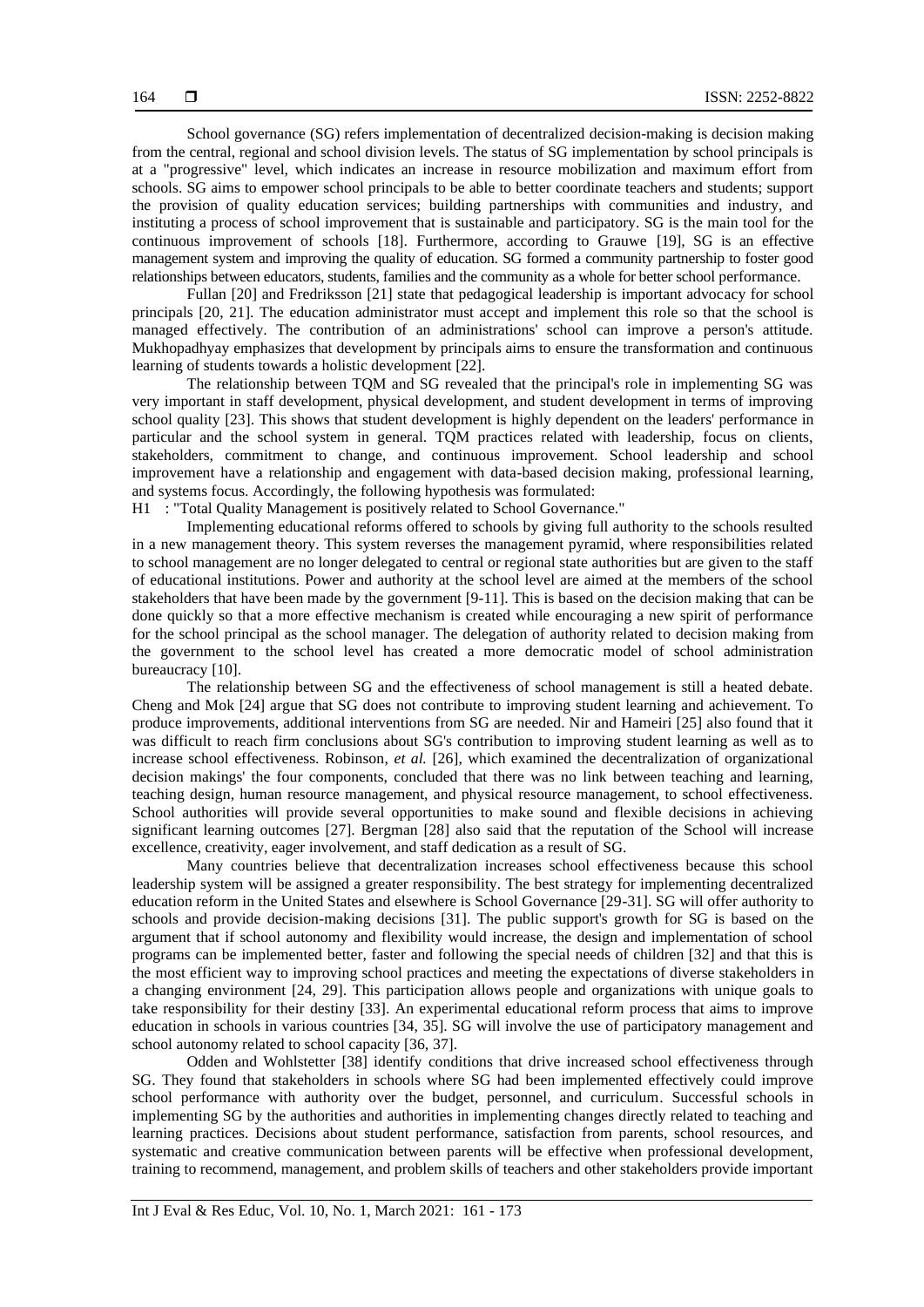School governance (SG) refers implementation of decentralized decision-making is decision making from the central, regional and school division levels. The status of SG implementation by school principals is at a "progressive" level, which indicates an increase in resource mobilization and maximum effort from schools. SG aims to empower school principals to be able to better coordinate teachers and students; support the provision of quality education services; building partnerships with communities and industry, and instituting a process of school improvement that is sustainable and participatory. SG is the main tool for the continuous improvement of schools [18]. Furthermore, according to Grauwe [19], SG is an effective management system and improving the quality of education. SG formed a community partnership to foster good relationships between educators, students, families and the community as a whole for better school performance.

Fullan [20] and Fredriksson [21] state that pedagogical leadership is important advocacy for school principals [20, 21]. The education administrator must accept and implement this role so that the school is managed effectively. The contribution of an administrations' school can improve a person's attitude. Mukhopadhyay emphasizes that development by principals aims to ensure the transformation and continuous learning of students towards a holistic development [22].

The relationship between TQM and SG revealed that the principal's role in implementing SG was very important in staff development, physical development, and student development in terms of improving school quality [23]. This shows that student development is highly dependent on the leaders' performance in particular and the school system in general. TQM practices related with leadership, focus on clients, stakeholders, commitment to change, and continuous improvement. School leadership and school improvement have a relationship and engagement with data-based decision making, professional learning, and systems focus. Accordingly, the following hypothesis was formulated:

H1 : "Total Quality Management is positively related to School Governance."

Implementing educational reforms offered to schools by giving full authority to the schools resulted in a new management theory. This system reverses the management pyramid, where responsibilities related to school management are no longer delegated to central or regional state authorities but are given to the staff of educational institutions. Power and authority at the school level are aimed at the members of the school stakeholders that have been made by the government [9-11]. This is based on the decision making that can be done quickly so that a more effective mechanism is created while encouraging a new spirit of performance for the school principal as the school manager. The delegation of authority related to decision making from the government to the school level has created a more democratic model of school administration bureaucracy [10].

The relationship between SG and the effectiveness of school management is still a heated debate. Cheng and Mok [24] argue that SG does not contribute to improving student learning and achievement. To produce improvements, additional interventions from SG are needed. Nir and Hameiri [25] also found that it was difficult to reach firm conclusions about SG's contribution to improving student learning as well as to increase school effectiveness. Robinson, *et al.* [26], which examined the decentralization of organizational decision makings' the four components, concluded that there was no link between teaching and learning, teaching design, human resource management, and physical resource management, to school effectiveness. School authorities will provide several opportunities to make sound and flexible decisions in achieving significant learning outcomes [27]. Bergman [28] also said that the reputation of the School will increase excellence, creativity, eager involvement, and staff dedication as a result of SG.

Many countries believe that decentralization increases school effectiveness because this school leadership system will be assigned a greater responsibility. The best strategy for implementing decentralized education reform in the United States and elsewhere is School Governance [29-31]. SG will offer authority to schools and provide decision-making decisions [31]. The public support's growth for SG is based on the argument that if school autonomy and flexibility would increase, the design and implementation of school programs can be implemented better, faster and following the special needs of children [32] and that this is the most efficient way to improving school practices and meeting the expectations of diverse stakeholders in a changing environment [24, 29]. This participation allows people and organizations with unique goals to take responsibility for their destiny [33]. An experimental educational reform process that aims to improve education in schools in various countries [34, 35]. SG will involve the use of participatory management and school autonomy related to school capacity [36, 37].

Odden and Wohlstetter [38] identify conditions that drive increased school effectiveness through SG. They found that stakeholders in schools where SG had been implemented effectively could improve school performance with authority over the budget, personnel, and curriculum. Successful schools in implementing SG by the authorities and authorities in implementing changes directly related to teaching and learning practices. Decisions about student performance, satisfaction from parents, school resources, and systematic and creative communication between parents will be effective when professional development, training to recommend, management, and problem skills of teachers and other stakeholders provide important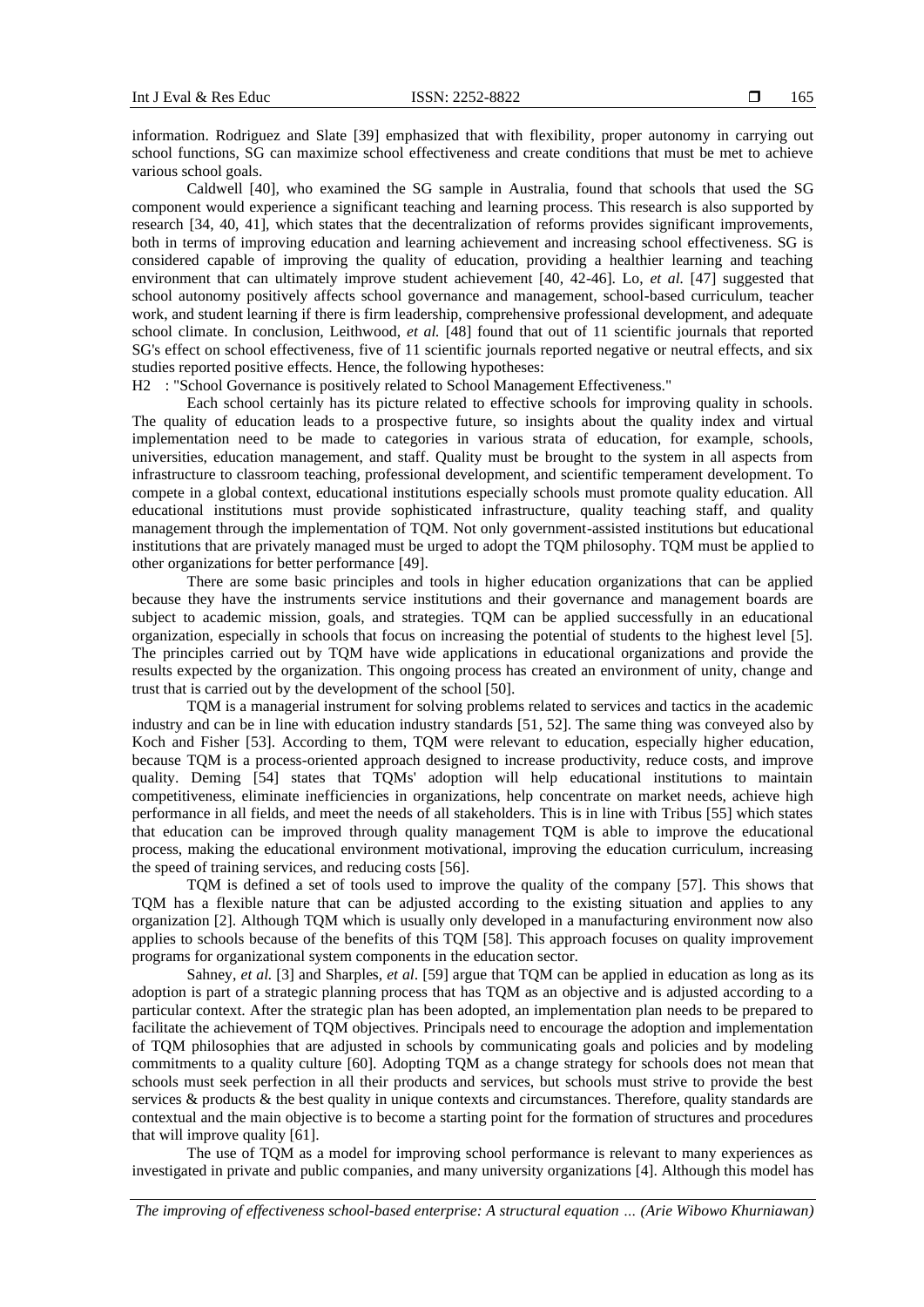information. Rodriguez and Slate [39] emphasized that with flexibility, proper autonomy in carrying out school functions, SG can maximize school effectiveness and create conditions that must be met to achieve various school goals.

Caldwell [40], who examined the SG sample in Australia, found that schools that used the SG component would experience a significant teaching and learning process. This research is also supported by research [34, 40, 41], which states that the decentralization of reforms provides significant improvements, both in terms of improving education and learning achievement and increasing school effectiveness. SG is considered capable of improving the quality of education, providing a healthier learning and teaching environment that can ultimately improve student achievement [40, 42-46]. Lo, *et al.* [47] suggested that school autonomy positively affects school governance and management, school-based curriculum, teacher work, and student learning if there is firm leadership, comprehensive professional development, and adequate school climate. In conclusion, Leithwood, *et al.* [48] found that out of 11 scientific journals that reported SG's effect on school effectiveness, five of 11 scientific journals reported negative or neutral effects, and six studies reported positive effects. Hence, the following hypotheses:

H2 : "School Governance is positively related to School Management Effectiveness."

Each school certainly has its picture related to effective schools for improving quality in schools. The quality of education leads to a prospective future, so insights about the quality index and virtual implementation need to be made to categories in various strata of education, for example, schools, universities, education management, and staff. Quality must be brought to the system in all aspects from infrastructure to classroom teaching, professional development, and scientific temperament development. To compete in a global context, educational institutions especially schools must promote quality education. All educational institutions must provide sophisticated infrastructure, quality teaching staff, and quality management through the implementation of TQM. Not only government-assisted institutions but educational institutions that are privately managed must be urged to adopt the TQM philosophy. TQM must be applied to other organizations for better performance [49].

There are some basic principles and tools in higher education organizations that can be applied because they have the instruments service institutions and their governance and management boards are subject to academic mission, goals, and strategies. TQM can be applied successfully in an educational organization, especially in schools that focus on increasing the potential of students to the highest level [5]. The principles carried out by TQM have wide applications in educational organizations and provide the results expected by the organization. This ongoing process has created an environment of unity, change and trust that is carried out by the development of the school [50].

TQM is a managerial instrument for solving problems related to services and tactics in the academic industry and can be in line with education industry standards [51, 52]. The same thing was conveyed also by Koch and Fisher [53]. According to them, TQM were relevant to education, especially higher education, because TQM is a process-oriented approach designed to increase productivity, reduce costs, and improve quality. Deming [54] states that TQMs' adoption will help educational institutions to maintain competitiveness, eliminate inefficiencies in organizations, help concentrate on market needs, achieve high performance in all fields, and meet the needs of all stakeholders. This is in line with Tribus [55] which states that education can be improved through quality management TQM is able to improve the educational process, making the educational environment motivational, improving the education curriculum, increasing the speed of training services, and reducing costs [56].

TQM is defined a set of tools used to improve the quality of the company [57]. This shows that TQM has a flexible nature that can be adjusted according to the existing situation and applies to any organization [2]. Although TQM which is usually only developed in a manufacturing environment now also applies to schools because of the benefits of this TQM [58]. This approach focuses on quality improvement programs for organizational system components in the education sector.

Sahney, *et al.* [3] and Sharples, *et al*. [59] argue that TQM can be applied in education as long as its adoption is part of a strategic planning process that has TQM as an objective and is adjusted according to a particular context. After the strategic plan has been adopted, an implementation plan needs to be prepared to facilitate the achievement of TQM objectives. Principals need to encourage the adoption and implementation of TQM philosophies that are adjusted in schools by communicating goals and policies and by modeling commitments to a quality culture [60]. Adopting TQM as a change strategy for schools does not mean that schools must seek perfection in all their products and services, but schools must strive to provide the best services & products & the best quality in unique contexts and circumstances. Therefore, quality standards are contextual and the main objective is to become a starting point for the formation of structures and procedures that will improve quality [61].

The use of TQM as a model for improving school performance is relevant to many experiences as investigated in private and public companies, and many university organizations [4]. Although this model has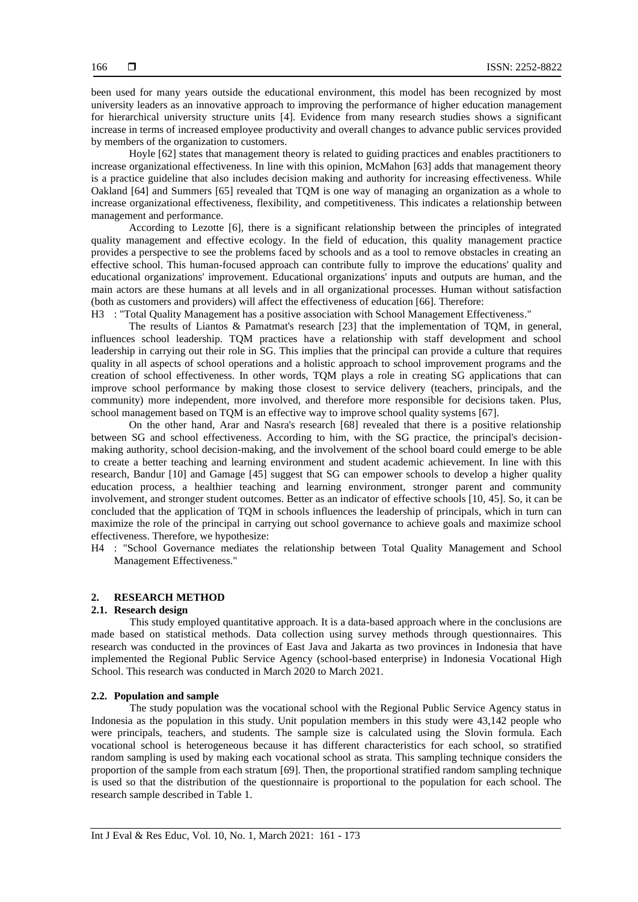been used for many years outside the educational environment, this model has been recognized by most university leaders as an innovative approach to improving the performance of higher education management for hierarchical university structure units [4]. Evidence from many research studies shows a significant increase in terms of increased employee productivity and overall changes to advance public services provided by members of the organization to customers.

Hoyle [62] states that management theory is related to guiding practices and enables practitioners to increase organizational effectiveness. In line with this opinion, McMahon [63] adds that management theory is a practice guideline that also includes decision making and authority for increasing effectiveness. While Oakland [64] and Summers [65] revealed that TQM is one way of managing an organization as a whole to increase organizational effectiveness, flexibility, and competitiveness. This indicates a relationship between management and performance.

According to Lezotte [6], there is a significant relationship between the principles of integrated quality management and effective ecology. In the field of education, this quality management practice provides a perspective to see the problems faced by schools and as a tool to remove obstacles in creating an effective school. This human-focused approach can contribute fully to improve the educations' quality and educational organizations' improvement. Educational organizations' inputs and outputs are human, and the main actors are these humans at all levels and in all organizational processes. Human without satisfaction (both as customers and providers) will affect the effectiveness of education [66]. Therefore:

H3 : "Total Quality Management has a positive association with School Management Effectiveness."

The results of Liantos & Pamatmat's research [23] that the implementation of TQM, in general, influences school leadership. TQM practices have a relationship with staff development and school leadership in carrying out their role in SG. This implies that the principal can provide a culture that requires quality in all aspects of school operations and a holistic approach to school improvement programs and the creation of school effectiveness. In other words, TQM plays a role in creating SG applications that can improve school performance by making those closest to service delivery (teachers, principals, and the community) more independent, more involved, and therefore more responsible for decisions taken. Plus, school management based on TQM is an effective way to improve school quality systems [67].

On the other hand, Arar and Nasra's research [68] revealed that there is a positive relationship between SG and school effectiveness. According to him, with the SG practice, the principal's decision-making authority, school decision-making, and the involvement of the school board could emerge to be able to create a better teaching and learning environment and student academic achievement. In line with this research, Bandur [10] and Gamage [45] suggest that SG can empower schools to develop a higher quality education process, a healthier teaching and learning environment, stronger parent and community involvement, and stronger student outcomes. Better as an indicator of effective schools [10, 45]. So, it can be concluded that the application of TQM in schools influences the leadership of principals, which in turn can maximize the role of the principal in carrying out school governance to achieve goals and maximize school effectiveness. Therefore, we hypothesize:

H4 : "School Governance mediates the relationship between Total Quality Management and School Management Effectiveness."

## 2. RESEARCH METHOD

### 2.1. Research design

This study employed quantitative approach. It is a data-based approach where in the conclusions are made based on statistical methods. Data collection using survey methods through questionnaires. This research was conducted in the provinces of East Java and Jakarta as two provinces in Indonesia that have implemented the Regional Public Service Agency (school-based enterprise) in Indonesia Vocational High School. This research was conducted in March 2020 to March 2021.

### 2.2. Population and sample

The study population was the vocational school with the Regional Public Service Agency status in Indonesia as the population in this study. Unit population members in this study were 43,142 people who were principals, teachers, and students. The sample size is calculated using the Slovin formula. Each vocational school is heterogeneous because it has different characteristics for each school, so stratified random sampling is used by making each vocational school as strata. This sampling technique considers the proportion of the sample from each stratum [69]. Then, the proportional stratified random sampling technique is used so that the distribution of the questionnaire is proportional to the population for each school. The research sample described in Table 1.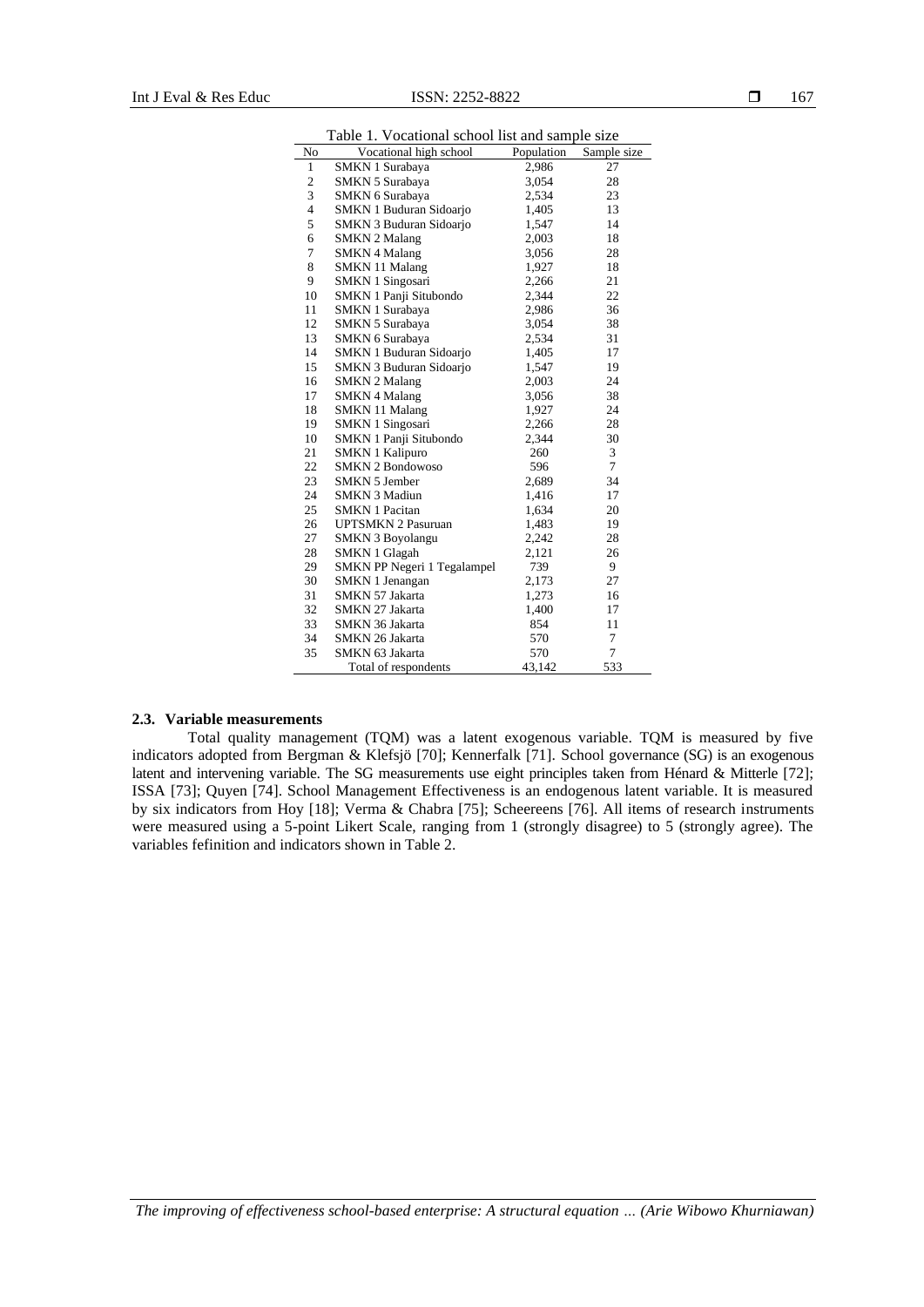Table 1. Vocational school list and sample size

| No | Vocational high school | Population | Sample size |
|---|---|---|---|
| 1 | SMKN 1 Surabaya | 2,986 | 27 |
| 2 | SMKN 5 Surabaya | 3,054 | 28 |
| 3 | SMKN 6 Surabaya | 2,534 | 23 |
| 4 | SMKN 1 Buduran Sidoarjo | 1,405 | 13 |
| 5 | SMKN 3 Buduran Sidoarjo | 1,547 | 14 |
| 6 | SMKN 2 Malang | 2,003 | 18 |
| 7 | SMKN 4 Malang | 3,056 | 28 |
| 8 | SMKN 11 Malang | 1,927 | 18 |
| 9 | SMKN 1 Singosari | 2,266 | 21 |
| 10 | SMKN 1 Panji Situbondo | 2,344 | 22 |
| 11 | SMKN 1 Surabaya | 2,986 | 36 |
| 12 | SMKN 5 Surabaya | 3,054 | 38 |
| 13 | SMKN 6 Surabaya | 2,534 | 31 |
| 14 | SMKN 1 Buduran Sidoarjo | 1,405 | 17 |
| 15 | SMKN 3 Buduran Sidoarjo | 1,547 | 19 |
| 16 | SMKN 2 Malang | 2,003 | 24 |
| 17 | SMKN 4 Malang | 3,056 | 38 |
| 18 | SMKN 11 Malang | 1,927 | 24 |
| 19 | SMKN 1 Singosari | 2,266 | 28 |
| 10 | SMKN 1 Panji Situbondo | 2,344 | 30 |
| 21 | SMKN 1 Kalipuro | 260 | 3 |
| 22 | SMKN 2 Bondowoso | 596 | 7 |
| 23 | SMKN 5 Jember | 2,689 | 34 |
| 24 | SMKN 3 Madiun | 1,416 | 17 |
| 25 | SMKN 1 Pacitan | 1,634 | 20 |
| 26 | UPTSMKN 2 Pasuruan | 1,483 | 19 |
| 27 | SMKN 3 Boyolangu | 2,242 | 28 |
| 28 | SMKN 1 Glagah | 2,121 | 26 |
| 29 | SMKN PP Negeri 1 Tegalampel | 739 | 9 |
| 30 | SMKN 1 Jenangan | 2,173 | 27 |
| 31 | SMKN 57 Jakarta | 1,273 | 16 |
| 32 | SMKN 27 Jakarta | 1,400 | 17 |
| 33 | SMKN 36 Jakarta | 854 | 11 |
| 34 | SMKN 26 Jakarta | 570 | 7 |
| 35 | SMKN 63 Jakarta | 570 | 7 |
| | Total of respondents | 43,142 | 533 |

### 2.3. Variable measurements

Total quality management (TQM) was a latent exogenous variable. TQM is measured by five indicators adopted from Bergman & Klefsjö [70]; Kennerfalk [71]. School governance (SG) is an exogenous latent and intervening variable. The SG measurements use eight principles taken from Hénard & Mitterle [72]; ISSA [73]; Quyen [74]. School Management Effectiveness is an endogenous latent variable. It is measured by six indicators from Hoy [18]; Verma & Chabra [75]; Scheereens [76]. All items of research instruments were measured using a 5-point Likert Scale, ranging from 1 (strongly disagree) to 5 (strongly agree). The variables fefinition and indicators shown in Table 2.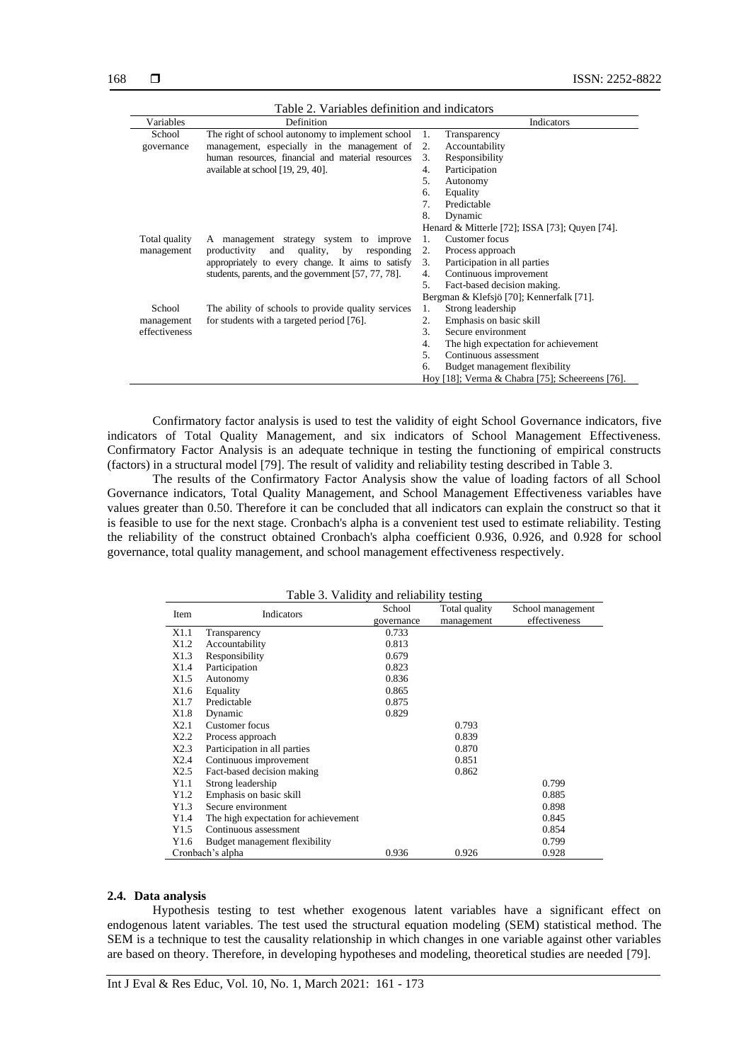Table 2. Variables definition and indicators

| Variables | Definition | Indicators |
|---|---|---|
| School governance | The right of school autonomy to implement school management, especially in the management of human resources, financial and material resources available at school [19, 29, 40]. | 1. Transparency<br>2. Accountability<br>3. Responsibility<br>4. Participation<br>5. Autonomy<br>6. Equality<br>7. Predictable<br>8. Dynamic<br>Henard & Mitterle [72]; ISSA [73]; Quyen [74]. |
| Total quality management | A management strategy system to improve productivity and quality, by responding appropriately to every change. It aims to satisfy students, parents, and the government [57, 77, 78]. | 1. Customer focus<br>2. Process approach<br>3. Participation in all parties<br>4. Continuous improvement<br>5. Fact-based decision making.<br>Bergman & Klefsjö [70]; Kennerfalk [71]. |
| School management effectiveness | The ability of schools to provide quality services for students with a targeted period [76]. | 1. Strong leadership<br>2. Emphasis on basic skill<br>3. Secure environment<br>4. The high expectation for achievement<br>5. Continuous assessment<br>6. Budget management flexibility<br>Hoy [18]; Verma & Chabra [75]; Scheereens [76]. |

Confirmatory factor analysis is used to test the validity of eight School Governance indicators, five indicators of Total Quality Management, and six indicators of School Management Effectiveness. Confirmatory Factor Analysis is an adequate technique in testing the functioning of empirical constructs (factors) in a structural model [79]. The result of validity and reliability testing described in Table 3.

The results of the Confirmatory Factor Analysis show the value of loading factors of all School Governance indicators, Total Quality Management, and School Management Effectiveness variables have values greater than 0.50. Therefore it can be concluded that all indicators can explain the construct so that it is feasible to use for the next stage. Cronbach's alpha is a convenient test used to estimate reliability. Testing the reliability of the construct obtained Cronbach's alpha coefficient 0.936, 0.926, and 0.928 for school governance, total quality management, and school management effectiveness respectively.

Table 3. Validity and reliability testing

| Item | Indicators | School governance | Total quality management | School management effectiveness |
|---|---|---|---|---|
| X1.1 | Transparency | 0.733 | | |
| X1.2 | Accountability | 0.813 | | |
| X1.3 | Responsibility | 0.679 | | |
| X1.4 | Participation | 0.823 | | |
| X1.5 | Autonomy | 0.836 | | |
| X1.6 | Equality | 0.865 | | |
| X1.7 | Predictable | 0.875 | | |
| X1.8 | Dynamic | 0.829 | | |
| X2.1 | Customer focus | | 0.793 | |
| X2.2 | Process approach | | 0.839 | |
| X2.3 | Participation in all parties | | 0.870 | |
| X2.4 | Continuous improvement | | 0.851 | |
| X2.5 | Fact-based decision making | | 0.862 | |
| Y1.1 | Strong leadership | | | 0.799 |
| Y1.2 | Emphasis on basic skill | | | 0.885 |
| Y1.3 | Secure environment | | | 0.898 |
| Y1.4 | The high expectation for achievement | | | 0.845 |
| Y1.5 | Continuous assessment | | | 0.854 |
| Y1.6 | Budget management flexibility | | | 0.799 |
| Cronbach's alpha | | 0.936 | 0.926 | 0.928 |

### 2.4. Data analysis

Hypothesis testing to test whether exogenous latent variables have a significant effect on endogenous latent variables. The test used the structural equation modeling (SEM) statistical method. The SEM is a technique to test the causality relationship in which changes in one variable against other variables are based on theory. Therefore, in developing hypotheses and modeling, theoretical studies are needed [79].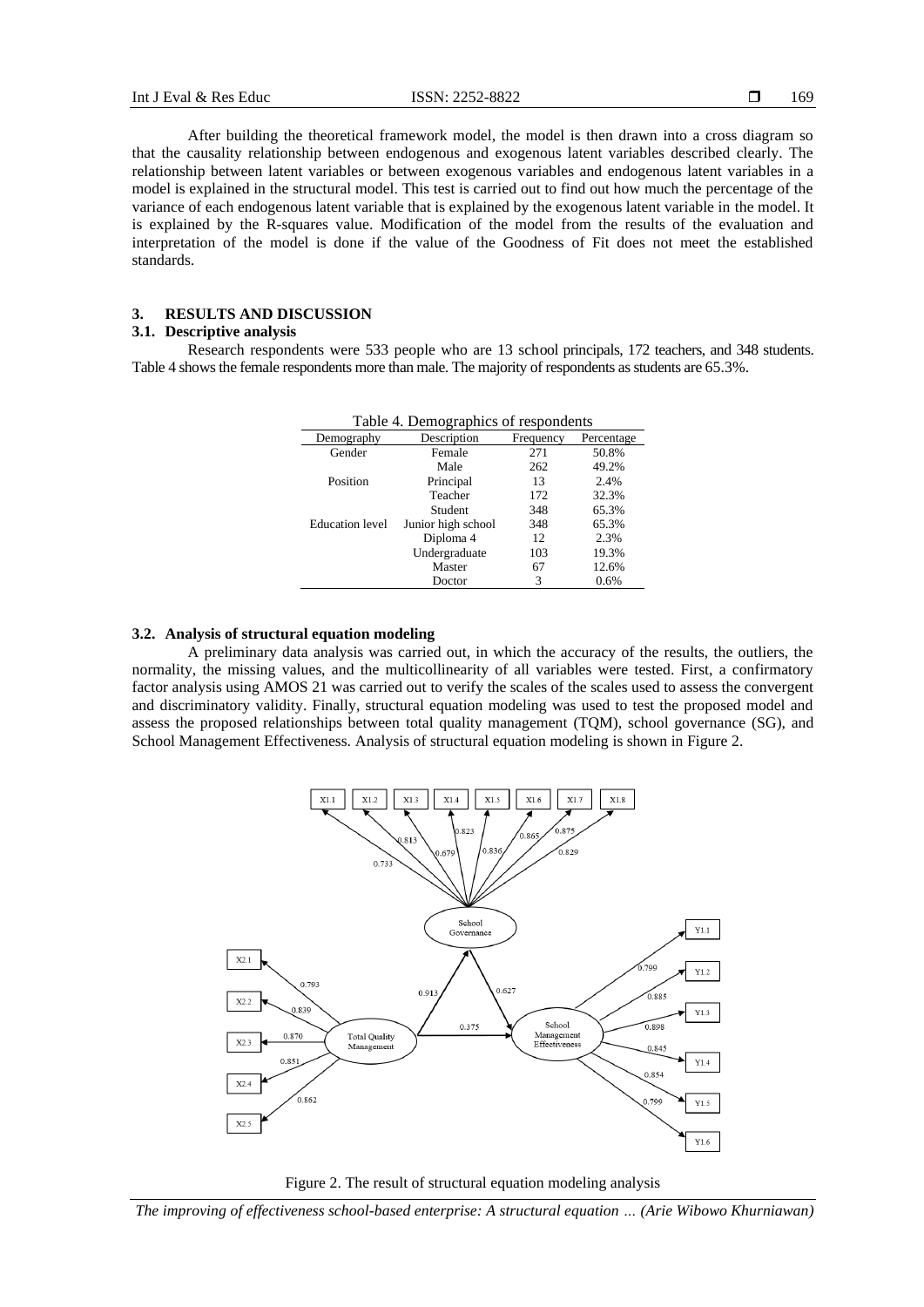After building the theoretical framework model, the model is then drawn into a cross diagram so that the causality relationship between endogenous and exogenous latent variables described clearly. The relationship between latent variables or between exogenous variables and endogenous latent variables in a model is explained in the structural model. This test is carried out to find out how much the percentage of the variance of each endogenous latent variable that is explained by the exogenous latent variable in the model. It is explained by the R-squares value. Modification of the model from the results of the evaluation and interpretation of the model is done if the value of the Goodness of Fit does not meet the established standards.

## 3. RESULTS AND DISCUSSION

### 3.1. Descriptive analysis

Research respondents were 533 people who are 13 school principals, 172 teachers, and 348 students. Table 4 shows the female respondents more than male. The majority of respondents as students are 65.3%.

Table 4. Demographics of respondents

| Demography | Description | Frequency | Percentage |
|---|---|---|---|
| Gender | Female | 271 | 50.8% |
| | Male | 262 | 49.2% |
| Position | Principal | 13 | 2.4% |
| | Teacher | 172 | 32.3% |
| | Student | 348 | 65.3% |
| Education level | Junior high school | 348 | 65.3% |
| | Diploma 4 | 12 | 2.3% |
| | Undergraduate | 103 | 19.3% |
| | Master | 67 | 12.6% |
| | Doctor | 3 | 0.6% |

### 3.2. Analysis of structural equation modeling

A preliminary data analysis was carried out, in which the accuracy of the results, the outliers, the normality, the missing values, and the multicollinearity of all variables were tested. First, a confirmatory factor analysis using AMOS 21 was carried out to verify the scales of the scales used to assess the convergent and discriminatory validity. Finally, structural equation modeling was used to test the proposed model and assess the proposed relationships between total quality management (TQM), school governance (SG), and School Management Effectiveness. Analysis of structural equation modeling is shown in Figure 2.

Figure 2. The result of structural equation modeling analysis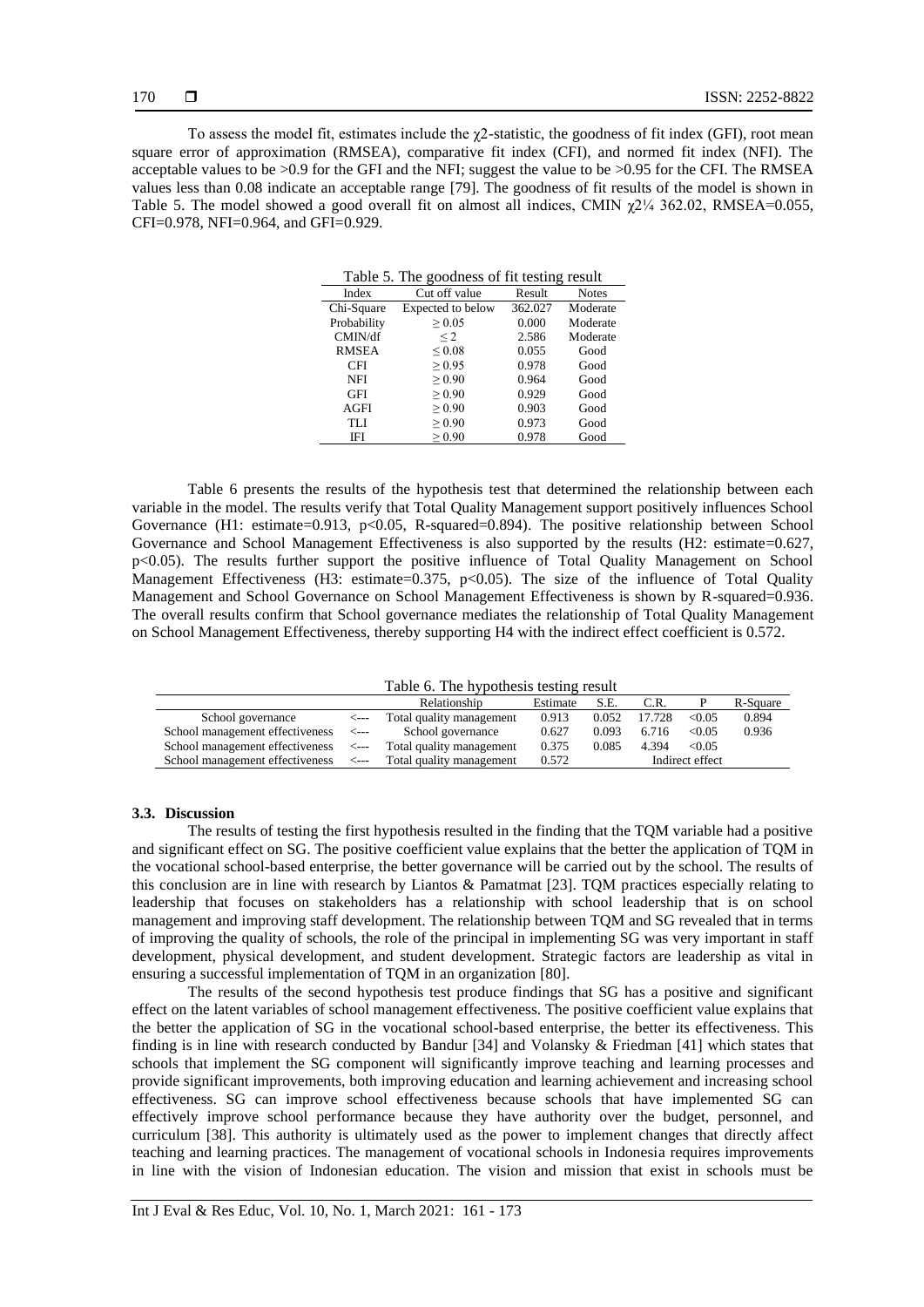To assess the model fit, estimates include the $\chi 2$-statistic, the goodness of fit index (GFI), root mean square error of approximation (RMSEA), comparative fit index (CFI), and normed fit index (NFI). The acceptable values to be >0.9 for the GFI and the NFI; suggest the value to be >0.95 for the CFI. The RMSEA values less than 0.08 indicate an acceptable range [79]. The goodness of fit results of the model is shown in Table 5. The model showed a good overall fit on almost all indices, CMIN $\chi 2$¼ 362.02, RMSEA=0.055, CFI=0.978, NFI=0.964, and GFI=0.929.

Table 5. The goodness of fit testing result

| Index | Cut off value | Result | Notes |
|---|---|---|---|
| Chi-Square | Expected to below | 362.027 | Moderate |
| Probability | $\geq 0.05$ | 0.000 | Moderate |
| CMIN/df | $\leq 2$ | 2.586 | Moderate |
| RMSEA | $\leq 0.08$ | 0.055 | Good |
| CFI | $\geq 0.95$ | 0.978 | Good |
| NFI | $\geq 0.90$ | 0.964 | Good |
| GFI | $\geq 0.90$ | 0.929 | Good |
| AGFI | $\geq 0.90$ | 0.903 | Good |
| TLI | $\geq 0.90$ | 0.973 | Good |
| IFI | $\geq 0.90$ | 0.978 | Good |

Table 6 presents the results of the hypothesis test that determined the relationship between each variable in the model. The results verify that Total Quality Management support positively influences School Governance (H1: estimate=0.913, $p<0.05$, R-squared=0.894). The positive relationship between School Governance and School Management Effectiveness is also supported by the results (H2: estimate=0.627, $p<0.05$). The results further support the positive influence of Total Quality Management on School Management Effectiveness (H3: estimate=0.375, $p<0.05$). The size of the influence of Total Quality Management and School Governance on School Management Effectiveness is shown by R-squared=0.936. The overall results confirm that School governance mediates the relationship of Total Quality Management on School Management Effectiveness, thereby supporting H4 with the indirect effect coefficient is 0.572.

Table 6. The hypothesis testing result

| | | Relationship | Estimate | S.E. | C.R. | P | R-Square |
|---|---|---|---|---|---|---|---|
| School governance | <--- | Total quality management | 0.913 | 0.052 | 17.728 | <0.05 | 0.894 |
| School management effectiveness | <--- | School governance | 0.627 | 0.093 | 6.716 | <0.05 | 0.936 |
| School management effectiveness | <--- | Total quality management | 0.375 | 0.085 | 4.394 | <0.05 | |
| School management effectiveness | <--- | Total quality management | 0.572 | | Indirect effect | | |

### 3.3. Discussion

The results of testing the first hypothesis resulted in the finding that the TQM variable had a positive and significant effect on SG. The positive coefficient value explains that the better the application of TQM in the vocational school-based enterprise, the better governance will be carried out by the school. The results of this conclusion are in line with research by Liantos & Pamatmat [23]. TQM practices especially relating to leadership that focuses on stakeholders has a relationship with school leadership that is on school management and improving staff development. The relationship between TQM and SG revealed that in terms of improving the quality of schools, the role of the principal in implementing SG was very important in staff development, physical development, and student development. Strategic factors are leadership as vital in ensuring a successful implementation of TQM in an organization [80].

The results of the second hypothesis test produce findings that SG has a positive and significant effect on the latent variables of school management effectiveness. The positive coefficient value explains that the better the application of SG in the vocational school-based enterprise, the better its effectiveness. This finding is in line with research conducted by Bandur [34] and Volansky & Friedman [41] which states that schools that implement the SG component will significantly improve teaching and learning processes and provide significant improvements, both improving education and learning achievement and increasing school effectiveness. SG can improve school effectiveness because schools that have implemented SG can effectively improve school performance because they have authority over the budget, personnel, and curriculum [38]. This authority is ultimately used as the power to implement changes that directly affect teaching and learning practices. The management of vocational schools in Indonesia requires improvements in line with the vision of Indonesian education. The vision and mission that exist in schools must be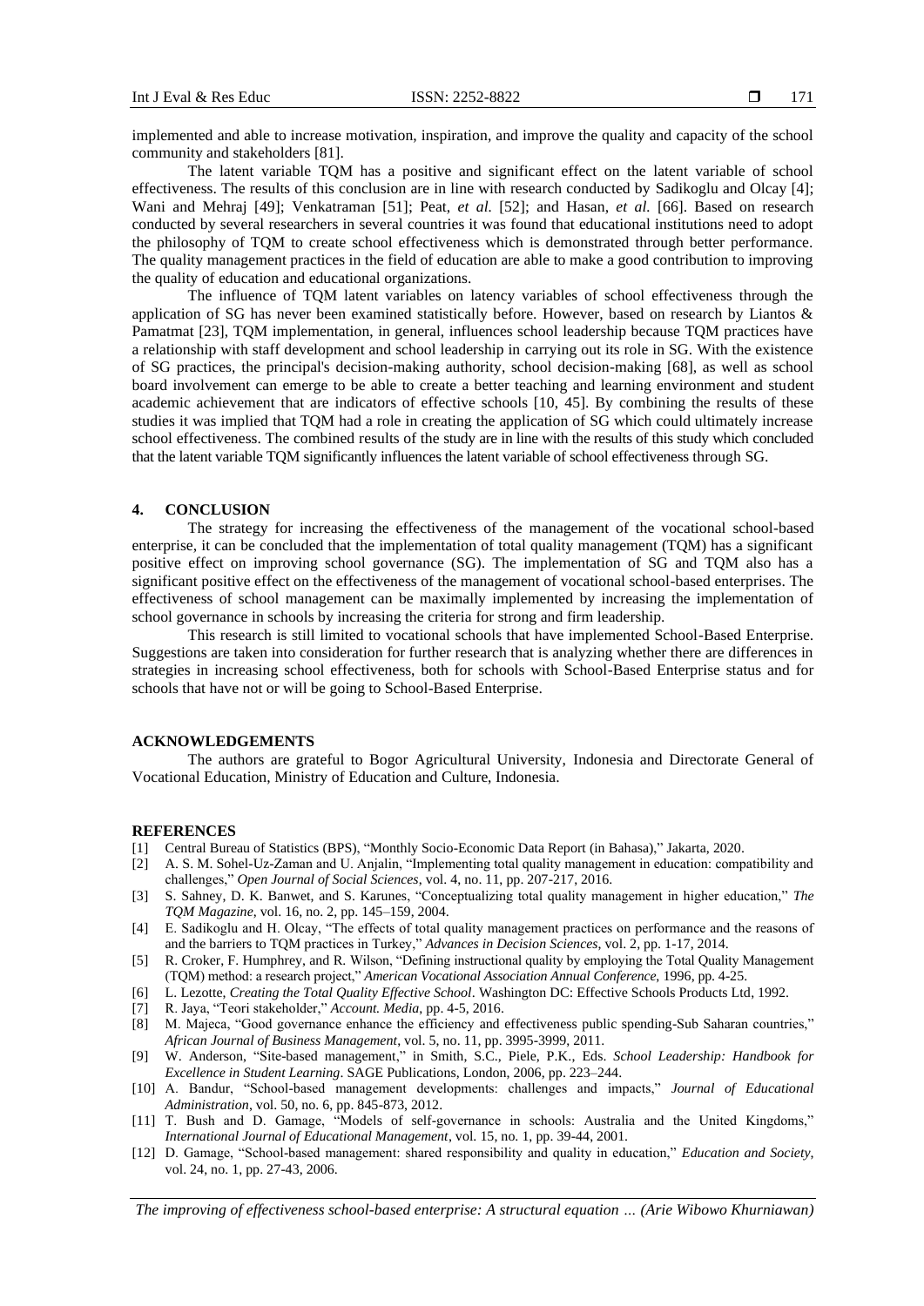implemented and able to increase motivation, inspiration, and improve the quality and capacity of the school community and stakeholders [81].

The latent variable TQM has a positive and significant effect on the latent variable of school effectiveness. The results of this conclusion are in line with research conducted by Sadikoglu and Olcay [4]; Wani and Mehraj [49]; Venkatraman [51]; Peat, *et al.* [52]; and Hasan, *et al.* [66]. Based on research conducted by several researchers in several countries it was found that educational institutions need to adopt the philosophy of TQM to create school effectiveness which is demonstrated through better performance. The quality management practices in the field of education are able to make a good contribution to improving the quality of education and educational organizations.

The influence of TQM latent variables on latency variables of school effectiveness through the application of SG has never been examined statistically before. However, based on research by Liantos & Pamatmat [23], TQM implementation, in general, influences school leadership because TQM practices have a relationship with staff development and school leadership in carrying out its role in SG. With the existence of SG practices, the principal's decision-making authority, school decision-making [68], as well as school board involvement can emerge to be able to create a better teaching and learning environment and student academic achievement that are indicators of effective schools [10, 45]. By combining the results of these studies it was implied that TQM had a role in creating the application of SG which could ultimately increase school effectiveness. The combined results of the study are in line with the results of this study which concluded that the latent variable TQM significantly influences the latent variable of school effectiveness through SG.

## 4. CONCLUSION

The strategy for increasing the effectiveness of the management of the vocational school-based enterprise, it can be concluded that the implementation of total quality management (TQM) has a significant positive effect on improving school governance (SG). The implementation of SG and TQM also has a significant positive effect on the effectiveness of the management of vocational school-based enterprises. The effectiveness of school management can be maximally implemented by increasing the implementation of school governance in schools by increasing the criteria for strong and firm leadership.

This research is still limited to vocational schools that have implemented School-Based Enterprise. Suggestions are taken into consideration for further research that is analyzing whether there are differences in strategies in increasing school effectiveness, both for schools with School-Based Enterprise status and for schools that have not or will be going to School-Based Enterprise.

## ACKNOWLEDGEMENTS

The authors are grateful to Bogor Agricultural University, Indonesia and Directorate General of Vocational Education, Ministry of Education and Culture, Indonesia.

## REFERENCES

[1] Central Bureau of Statistics (BPS), "Monthly Socio-Economic Data Report (in Bahasa)," Jakarta, 2020.

[2] A. S. M. Sohel-Uz-Zaman and U. Anjalin, "Implementing total quality management in education: compatibility and challenges," *Open Journal of Social Sciences*, vol. 4, no. 11, pp. 207-217, 2016.

[3] S. Sahney, D. K. Banwet, and S. Karunes, "Conceptualizing total quality management in higher education," *The TQM Magazine*, vol. 16, no. 2, pp. 145–159, 2004.

[4] E. Sadikoglu and H. Olcay, "The effects of total quality management practices on performance and the reasons of and the barriers to TQM practices in Turkey," *Advances in Decision Sciences*, vol. 2, pp. 1-17, 2014.

[5] R. Croker, F. Humphrey, and R. Wilson, "Defining instructional quality by employing the Total Quality Management (TQM) method: a research project," *American Vocational Association Annual Conference*, 1996, pp. 4-25.

[6] L. Lezotte, *Creating the Total Quality Effective School*. Washington DC: Effective Schools Products Ltd, 1992.

[7] R. Jaya, "Teori stakeholder," *Account. Media*, pp. 4-5, 2016.

[8] M. Majeca, "Good governance enhance the efficiency and effectiveness public spending-Sub Saharan countries," *African Journal of Business Management*, vol. 5, no. 11, pp. 3995-3999, 2011.

[9] W. Anderson, "Site-based management," in Smith, S.C., Piele, P.K., Eds. *School Leadership: Handbook for Excellence in Student Learning*. SAGE Publications, London, 2006, pp. 223–244.

[10] A. Bandur, "School-based management developments: challenges and impacts," *Journal of Educational Administration*, vol. 50, no. 6, pp. 845-873, 2012.

[11] T. Bush and D. Gamage, "Models of self-governance in schools: Australia and the United Kingdoms," *International Journal of Educational Management*, vol. 15, no. 1, pp. 39-44, 2001.

[12] D. Gamage, "School-based management: shared responsibility and quality in education," *Education and Society*, vol. 24, no. 1, pp. 27-43, 2006.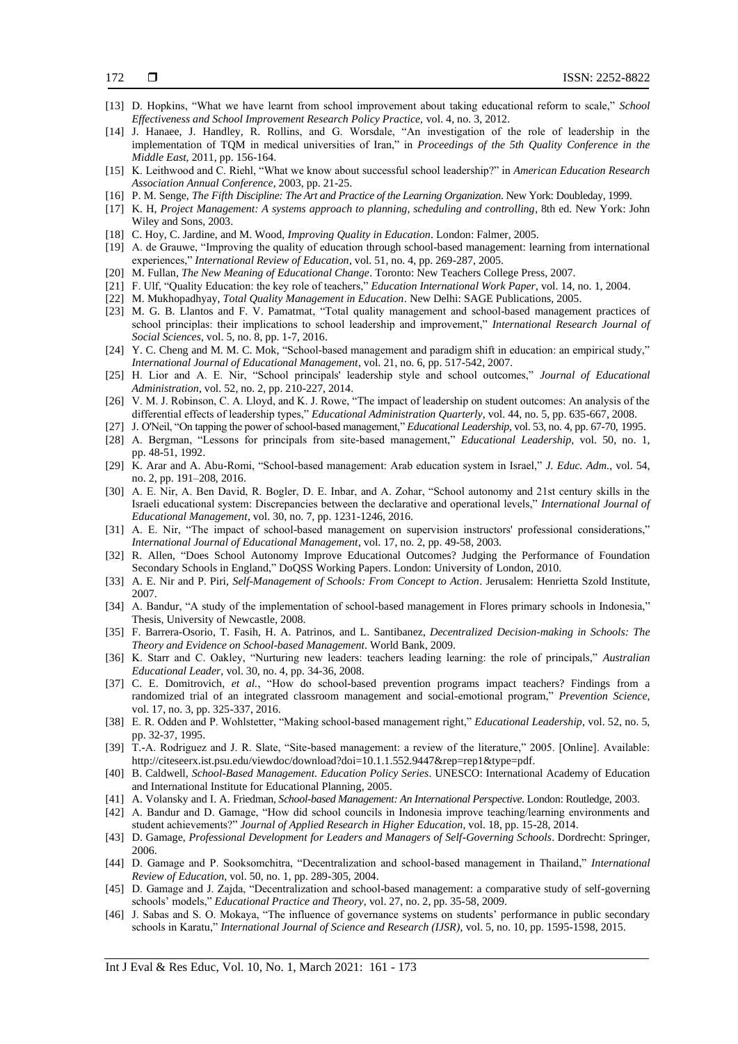[13] D. Hopkins, "What we have learnt from school improvement about taking educational reform to scale," *School Effectiveness and School Improvement Research Policy Practice*, vol. 4, no. 3, 2012.

[14] J. Hanaee, J. Handley, R. Rollins, and G. Worsdale, "An investigation of the role of leadership in the implementation of TQM in medical universities of Iran," in *Proceedings of the 5th Quality Conference in the Middle East*, 2011, pp. 156-164.

[15] K. Leithwood and C. Riehl, "What we know about successful school leadership?" in *American Education Research Association Annual Conference*, 2003, pp. 21-25.

[16] P. M. Senge, *The Fifth Discipline: The Art and Practice of the Learning Organization*. New York: Doubleday, 1999.

[17] K. H, *Project Management: A systems approach to planning, scheduling and controlling*, 8th ed. New York: John Wiley and Sons, 2003.

[18] C. Hoy, C. Jardine, and M. Wood, *Improving Quality in Education*. London: Falmer, 2005.

[19] A. de Grauwe, "Improving the quality of education through school-based management: learning from international experiences," *International Review of Education*, vol. 51, no. 4, pp. 269-287, 2005.

[20] M. Fullan, *The New Meaning of Educational Change*. Toronto: New Teachers College Press, 2007.

[21] F. Ulf, "Quality Education: the key role of teachers," *Education International Work Paper*, vol. 14, no. 1, 2004.

[22] M. Mukhopadhyay, *Total Quality Management in Education*. New Delhi: SAGE Publications, 2005.

[23] M. G. B. Llantos and F. V. Pamatmat, "Total quality management and school-based management practices of school principlas: their implications to school leadership and improvement," *International Research Journal of Social Sciences*, vol. 5, no. 8, pp. 1-7, 2016.

[24] Y. C. Cheng and M. M. C. Mok, "School-based management and paradigm shift in education: an empirical study," *International Journal of Educational Management*, vol. 21, no. 6, pp. 517-542, 2007.

[25] H. Lior and A. E. Nir, "School principals' leadership style and school outcomes," *Journal of Educational Administration*, vol. 52, no. 2, pp. 210-227, 2014.

[26] V. M. J. Robinson, C. A. Lloyd, and K. J. Rowe, "The impact of leadership on student outcomes: An analysis of the differential effects of leadership types," *Educational Administration Quarterly*, vol. 44, no. 5, pp. 635-667, 2008.

[27] J. O'Neil, "On tapping the power of school-based management," *Educational Leadership*, vol. 53, no. 4, pp. 67-70, 1995.

[28] A. Bergman, "Lessons for principals from site-based management," *Educational Leadership*, vol. 50, no. 1, pp. 48-51, 1992.

[29] K. Arar and A. Abu-Romi, "School-based management: Arab education system in Israel," *J. Educ. Adm.*, vol. 54, no. 2, pp. 191–208, 2016.

[30] A. E. Nir, A. Ben David, R. Bogler, D. E. Inbar, and A. Zohar, "School autonomy and 21st century skills in the Israeli educational system: Discrepancies between the declarative and operational levels," *International Journal of Educational Management*, vol. 30, no. 7, pp. 1231-1246, 2016.

[31] A. E. Nir, "The impact of school-based management on supervision instructors' professional considerations," *International Journal of Educational Management*, vol. 17, no. 2, pp. 49-58, 2003.

[32] R. Allen, "Does School Autonomy Improve Educational Outcomes? Judging the Performance of Foundation Secondary Schools in England," DoQSS Working Papers. London: University of London, 2010.

[33] A. E. Nir and P. Piri, *Self-Management of Schools: From Concept to Action*. Jerusalem: Henrietta Szold Institute, 2007.

[34] A. Bandur, "A study of the implementation of school-based management in Flores primary schools in Indonesia," Thesis, University of Newcastle, 2008.

[35] F. Barrera-Osorio, T. Fasih, H. A. Patrinos, and L. Santibanez, *Decentralized Decision-making in Schools: The Theory and Evidence on School-based Management*. World Bank, 2009.

[36] K. Starr and C. Oakley, "Nurturing new leaders: teachers leading learning: the role of principals," *Australian Educational Leader*, vol. 30, no. 4, pp. 34-36, 2008.

[37] C. E. Domitrovich, *et al.*, "How do school-based prevention programs impact teachers? Findings from a randomized trial of an integrated classroom management and social-emotional program," *Prevention Science*, vol. 17, no. 3, pp. 325-337, 2016.

[38] E. R. Odden and P. Wohlstetter, "Making school-based management right," *Educational Leadership*, vol. 52, no. 5, pp. 32-37, 1995.

[39] T.-A. Rodriguez and J. R. Slate, "Site-based management: a review of the literature," 2005. [Online]. Available: http://citeseerx.ist.psu.edu/viewdoc/download?doi=10.1.1.552.9447&rep=rep1&type=pdf.

[40] B. Caldwell, *School-Based Management. Education Policy Series*. UNESCO: International Academy of Education and International Institute for Educational Planning, 2005.

[41] A. Volansky and I. A. Friedman, *School-based Management: An International Perspective*. London: Routledge, 2003.

[42] A. Bandur and D. Gamage, "How did school councils in Indonesia improve teaching/learning environments and student achievements?" *Journal of Applied Research in Higher Education*, vol. 18, pp. 15-28, 2014.

[43] D. Gamage, *Professional Development for Leaders and Managers of Self-Governing Schools*. Dordrecht: Springer, 2006.

[44] D. Gamage and P. Sooksomchitra, "Decentralization and school-based management in Thailand," *International Review of Education*, vol. 50, no. 1, pp. 289-305, 2004.

[45] D. Gamage and J. Zajda, "Decentralization and school-based management: a comparative study of self-governing schools' models," *Educational Practice and Theory*, vol. 27, no. 2, pp. 35-58, 2009.

[46] J. Sabas and S. O. Mokaya, "The influence of governance systems on students' performance in public secondary schools in Karatu," *International Journal of Science and Research (IJSR)*, vol. 5, no. 10, pp. 1595-1598, 2015.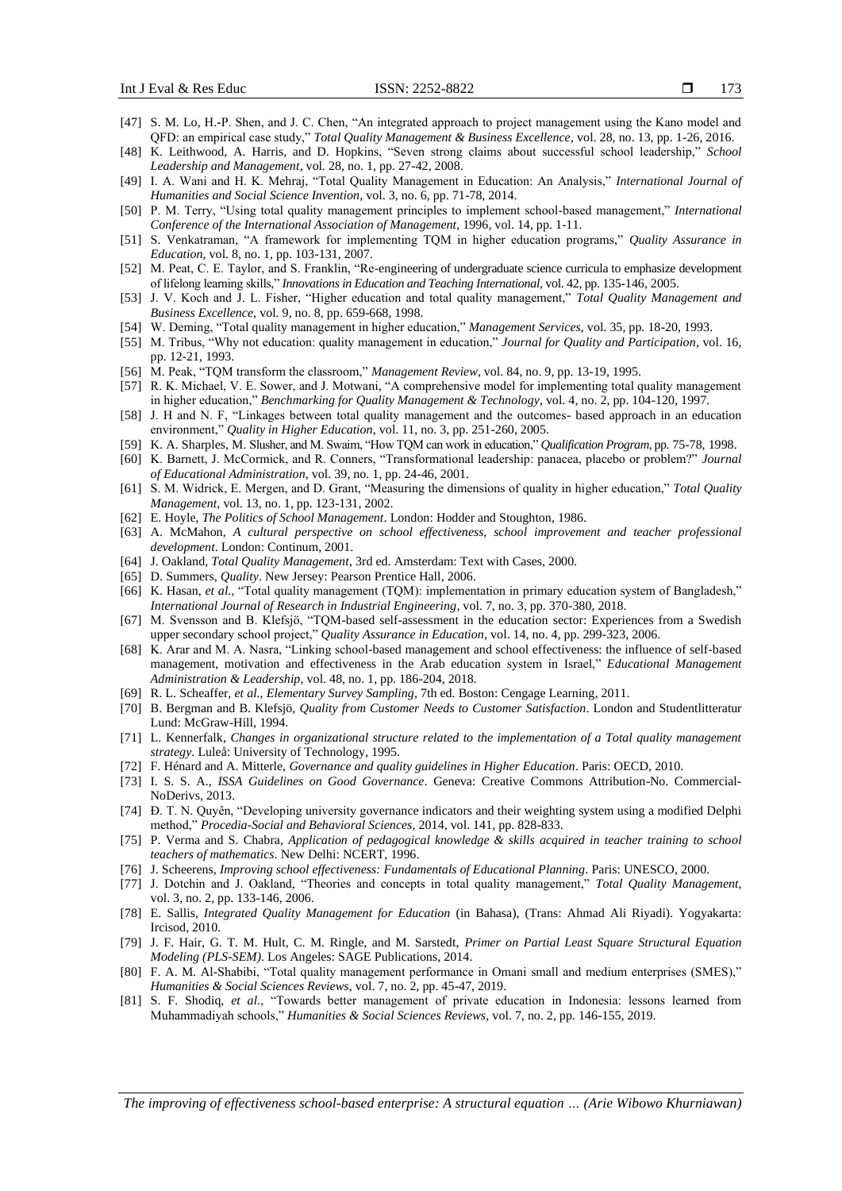[47] S. M. Lo, H.-P. Shen, and J. C. Chen, "An integrated approach to project management using the Kano model and QFD: an empirical case study," *Total Quality Management & Business Excellence*, vol. 28, no. 13, pp. 1-26, 2016.

[48] K. Leithwood, A. Harris, and D. Hopkins, "Seven strong claims about successful school leadership," *School Leadership and Management*, vol. 28, no. 1, pp. 27-42, 2008.

[49] I. A. Wani and H. K. Mehraj, "Total Quality Management in Education: An Analysis," *International Journal of Humanities and Social Science Invention*, vol. 3, no. 6, pp. 71-78, 2014.

[50] P. M. Terry, "Using total quality management principles to implement school-based management," *International Conference of the International Association of Management*, 1996, vol. 14, pp. 1-11.

[51] S. Venkatraman, "A framework for implementing TQM in higher education programs," *Quality Assurance in Education*, vol. 8, no. 1, pp. 103-131, 2007.

[52] M. Peat, C. E. Taylor, and S. Franklin, "Re-engineering of undergraduate science curricula to emphasize development of lifelong learning skills," *Innovations in Education and Teaching International*, vol. 42, pp. 135-146, 2005.

[53] J. V. Koch and J. L. Fisher, "Higher education and total quality management," *Total Quality Management and Business Excellence*, vol. 9, no. 8, pp. 659-668, 1998.

[54] W. Deming, "Total quality management in higher education," *Management Services*, vol. 35, pp. 18-20, 1993.

[55] M. Tribus, "Why not education: quality management in education," *Journal for Quality and Participation*, vol. 16, pp. 12-21, 1993.

[56] M. Peak, "TQM transform the classroom," *Management Review*, vol. 84, no. 9, pp. 13-19, 1995.

[57] R. K. Michael, V. E. Sower, and J. Motwani, "A comprehensive model for implementing total quality management in higher education," *Benchmarking for Quality Management & Technology*, vol. 4, no. 2, pp. 104-120, 1997.

[58] J. H and N. F, "Linkages between total quality management and the outcomes- based approach in an education environment," *Quality in Higher Education*, vol. 11, no. 3, pp. 251-260, 2005.

[59] K. A. Sharples, M. Slusher, and M. Swaim, "How TQM can work in education," *Qualification Program*, pp. 75-78, 1998.

[60] K. Barnett, J. McCormick, and R. Conners, "Transformational leadership: panacea, placebo or problem?" *Journal of Educational Administration*, vol. 39, no. 1, pp. 24-46, 2001.

[61] S. M. Widrick, E. Mergen, and D. Grant, "Measuring the dimensions of quality in higher education," *Total Quality Management*, vol. 13, no. 1, pp. 123-131, 2002.

[62] E. Hoyle, *The Politics of School Management*. London: Hodder and Stoughton, 1986.

[63] A. McMahon, *A cultural perspective on school effectiveness, school improvement and teacher professional development*. London: Continum, 2001.

[64] J. Oakland, *Total Quality Management*, 3rd ed. Amsterdam: Text with Cases, 2000.

[65] D. Summers, *Quality*. New Jersey: Pearson Prentice Hall, 2006.

[66] K. Hasan, *et al.*, "Total quality management (TQM): implementation in primary education system of Bangladesh," *International Journal of Research in Industrial Engineering*, vol. 7, no. 3, pp. 370-380, 2018.

[67] M. Svensson and B. Klefsjö, "TQM-based self-assessment in the education sector: Experiences from a Swedish upper secondary school project," *Quality Assurance in Education*, vol. 14, no. 4, pp. 299-323, 2006.

[68] K. Arar and M. A. Nasra, "Linking school-based management and school effectiveness: the influence of self-based management, motivation and effectiveness in the Arab education system in Israel," *Educational Management Administration & Leadership*, vol. 48, no. 1, pp. 186-204, 2018.

[69] R. L. Scheaffer, *et al.*, *Elementary Survey Sampling*, 7th ed. Boston: Cengage Learning, 2011.

[70] B. Bergman and B. Klefsjö, *Quality from Customer Needs to Customer Satisfaction*. London and Studentlitteratur Lund: McGraw-Hill, 1994.

[71] L. Kennerfalk, *Changes in organizational structure related to the implementation of a Total quality management strategy*. Luleå: University of Technology, 1995.

[72] F. Hénard and A. Mitterle, *Governance and quality guidelines in Higher Education*. Paris: OECD, 2010.

[73] I. S. S. A., *ISSA Guidelines on Good Governance*. Geneva: Creative Commons Attribution-No. Commercial-NoDerivs, 2013.

[74] Đ. T. N. Quyên, "Developing university governance indicators and their weighting system using a modified Delphi method," *Procedia-Social and Behavioral Sciences*, 2014, vol. 141, pp. 828-833.

[75] P. Verma and S. Chabra, *Application of pedagogical knowledge & skills acquired in teacher training to school teachers of mathematics*. New Delhi: NCERT, 1996.

[76] J. Scheerens, *Improving school effectiveness: Fundamentals of Educational Planning*. Paris: UNESCO, 2000.

[77] J. Dotchin and J. Oakland, "Theories and concepts in total quality management," *Total Quality Management*, vol. 3, no. 2, pp. 133-146, 2006.

[78] E. Sallis, *Integrated Quality Management for Education* (in Bahasa), (Trans: Ahmad Ali Riyadi). Yogyakarta: Ircisod, 2010.

[79] J. F. Hair, G. T. M. Hult, C. M. Ringle, and M. Sarstedt, *Primer on Partial Least Square Structural Equation Modeling (PLS-SEM)*. Los Angeles: SAGE Publications, 2014.

[80] F. A. M. Al-Shabibi, "Total quality management performance in Omani small and medium enterprises (SMES)," *Humanities & Social Sciences Reviews*, vol. 7, no. 2, pp. 45-47, 2019.

[81] S. F. Shodiq, *et al.*, "Towards better management of private education in Indonesia: lessons learned from Muhammadiyah schools," *Humanities & Social Sciences Reviews*, vol. 7, no. 2, pp. 146-155, 2019.